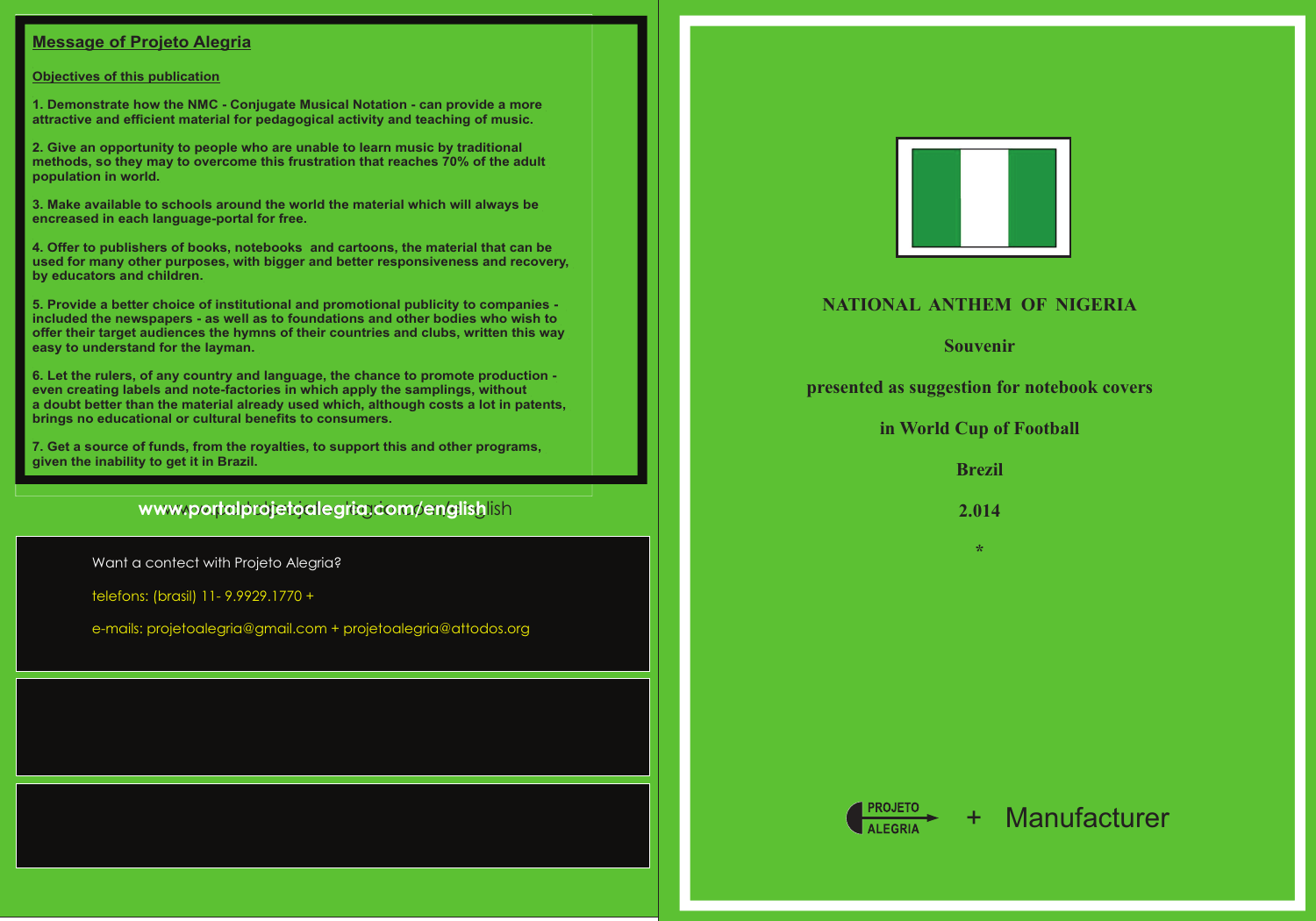## Message of Projeto Alegria

### Objectives of this publication

1. Demonstrate how the NMC - Conjugate Musical Notation - can provide a more attractive and efficient material for pedagogical activity and teaching of music.

2. Give an opportunity to people who are unable to learn music by traditional methods, so they may to overcome this frustration that reaches 70% of the adult population in world.

3. Make available to schools around the world the material which will always be encreased in each language-portal for free.

4. Offer to publishers of books, notebooks and cartoons, the material that can be used for many other purposes, with bigger and better responsiveness and recovery, by educators and children.

5. Provide a better choice of institutional and promotional publicity to companies - included the newspapers - as well as to foundations and other bodies who wish to offer their target audiences the hymns of their countries and clubs, written this way easy to understand for the layman.

6. Let the rulers, of any country and language, the chance to promote production - even creating labels and note-factories in which apply the samplings, without a doubt better than the material already used which, although costs a lot in patents, brings no educational or cultural benefits to consumers.

7. Get a source of funds, from the royalties, to support this and other programs, given the inability to get it in Brazil.

www.portalprojetoalegria.com/english

Want a contect with Projeto Alegria?

telefons: (brasil) 11- 9.9929.1770 +

e-mails: projetoalegria@gmail.com + projetoalegria@attodos.org

**NATIONAL ANTHEM OF NIGERIA**

**Souvenir**

**presented as suggestion for notebook covers**

**in World Cup of Football**

**Brezil**

**2.014**

*

PROJETO ALEGRIA + Manufacturer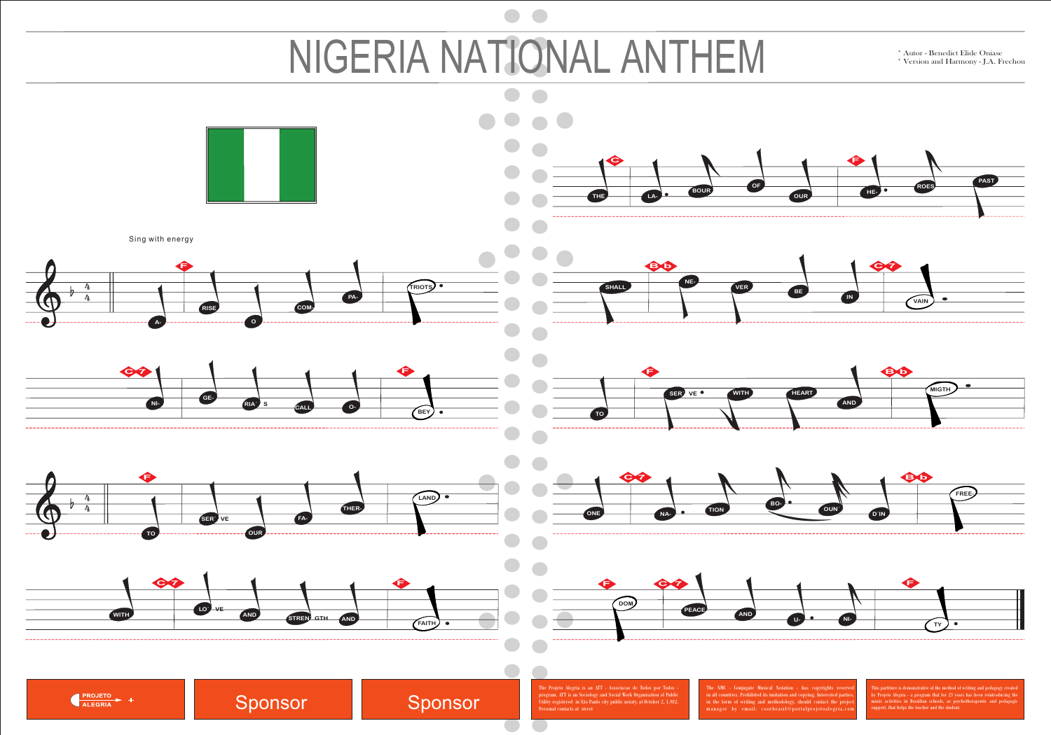# NIGERIA NATIONAL ANTHEM

* Autor - Benedict Elide Odiase
* Version and Harmony - J.A. Frechou

Sing with energy

A- RISE O COM- PA- TRIOTS NI- GE- RIA S CALL O- BEY TO SER VE OUR FA- THER- LAND WITH LO VE AND STREN GTH AND FAITH

THE LA- BOUR OF OUR HE- ROES PAST SHALL NE- VER BE IN VAIN TO SER VE WITH HEART AND MIGTH ONE NA- TION BO- OUN D IN FREE- DOM PEACE AND U- NI- TY

PROJETO ALEGRIA

Sponsor

Sponsor

The Projeto Alegria is an ATT - Associacao de Todos por Todos - program. ATT is an Sociology and Social Work Organisation of Public Utility registered in São Paulo city public notaly, at October 2, 1.982. Personal contacts at street

The NMC - Conjugate Musical Notation - has copyrights reserved in all countries. Prohibited its imitation and copying. Interested parties, in the form of writing and methodology, should contact the project manager by email: coorbrasil@portalprojetoalegria.com

This partiture is demonstrative of the method of writing and pedagogy created by Projeto Alegria - a program that for 23 years has been reintroducing the music activities in Brazilian schools, as psychotherapeutic and pedagogic support, that helps the teacher and the student.